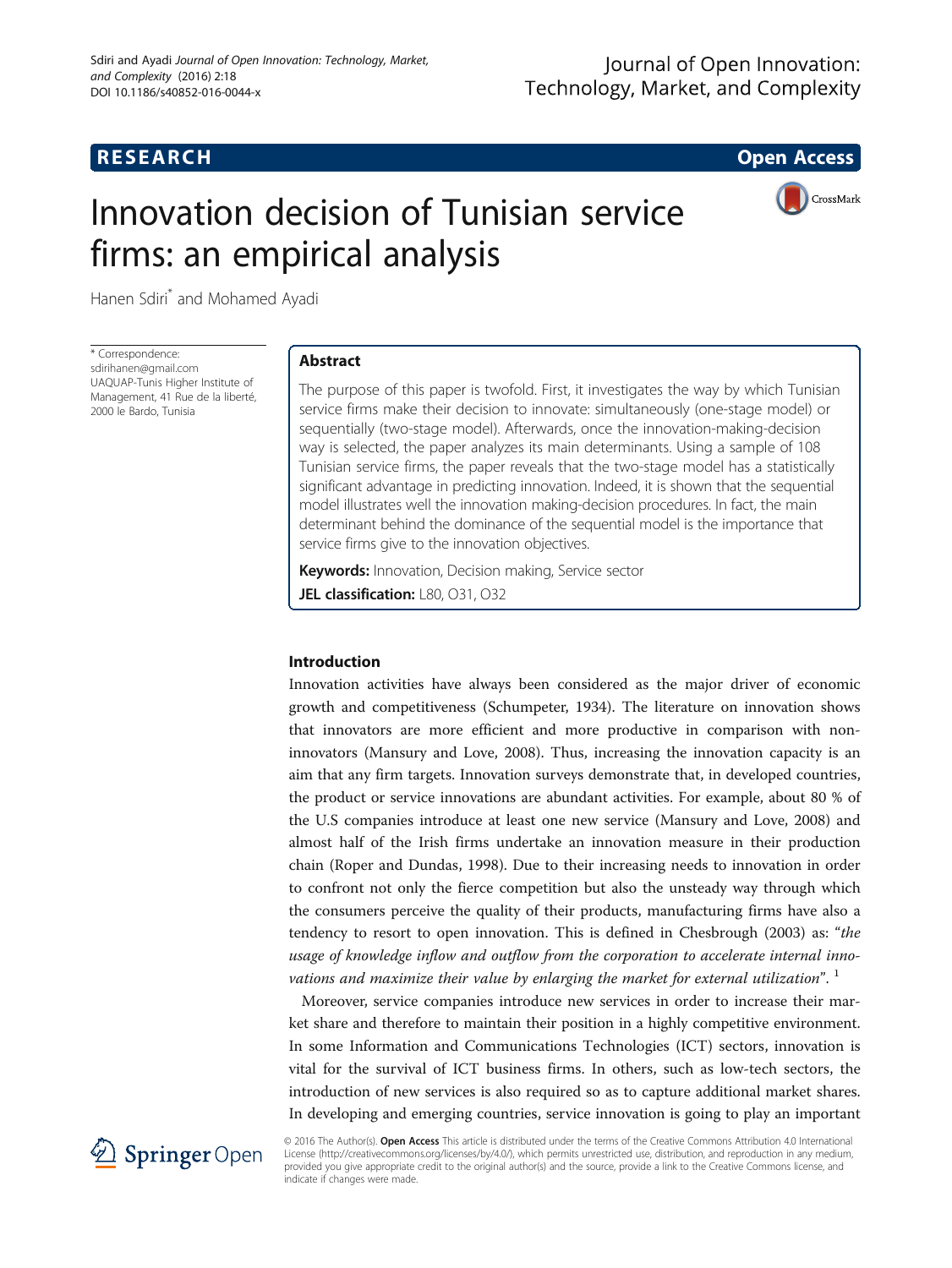**RESEARCH** **Open Access**

# Innovation decision of Tunisian service firms: an empirical analysis

Hanen Sdiri* and Mohamed Ayadi

\* Correspondence: sdirihanen@gmail.com
UAQUAP-Tunis Higher Institute of Management, 41 Rue de la liberté, 2000 le Bardo, Tunisia

## Abstract

The purpose of this paper is twofold. First, it investigates the way by which Tunisian service firms make their decision to innovate: simultaneously (one-stage model) or sequentially (two-stage model). Afterwards, once the innovation-making-decision way is selected, the paper analyzes its main determinants. Using a sample of 108 Tunisian service firms, the paper reveals that the two-stage model has a statistically significant advantage in predicting innovation. Indeed, it is shown that the sequential model illustrates well the innovation making-decision procedures. In fact, the main determinant behind the dominance of the sequential model is the importance that service firms give to the innovation objectives.

**Keywords:** Innovation, Decision making, Service sector

**JEL classification:** L80, O31, O32

## Introduction

Innovation activities have always been considered as the major driver of economic growth and competitiveness (Schumpeter, 1934). The literature on innovation shows that innovators are more efficient and more productive in comparison with non-innovators (Mansury and Love, 2008). Thus, increasing the innovation capacity is an aim that any firm targets. Innovation surveys demonstrate that, in developed countries, the product or service innovations are abundant activities. For example, about 80 % of the U.S companies introduce at least one new service (Mansury and Love, 2008) and almost half of the Irish firms undertake an innovation measure in their production chain (Roper and Dundas, 1998). Due to their increasing needs to innovation in order to confront not only the fierce competition but also the unsteady way through which the consumers perceive the quality of their products, manufacturing firms have also a tendency to resort to open innovation. This is defined in Chesbrough (2003) as: "*the usage of knowledge inflow and outflow from the corporation to accelerate internal innovations and maximize their value by enlarging the market for external utilization*". [1]

Moreover, service companies introduce new services in order to increase their market share and therefore to maintain their position in a highly competitive environment. In some Information and Communications Technologies (ICT) sectors, innovation is vital for the survival of ICT business firms. In others, such as low-tech sectors, the introduction of new services is also required so as to capture additional market shares. In developing and emerging countries, service innovation is going to play an important

© 2016 The Author(s). **Open Access** This article is distributed under the terms of the Creative Commons Attribution 4.0 International License (http://creativecommons.org/licenses/by/4.0/), which permits unrestricted use, distribution, and reproduction in any medium, provided you give appropriate credit to the original author(s) and the source, provide a link to the Creative Commons license, and indicate if changes were made.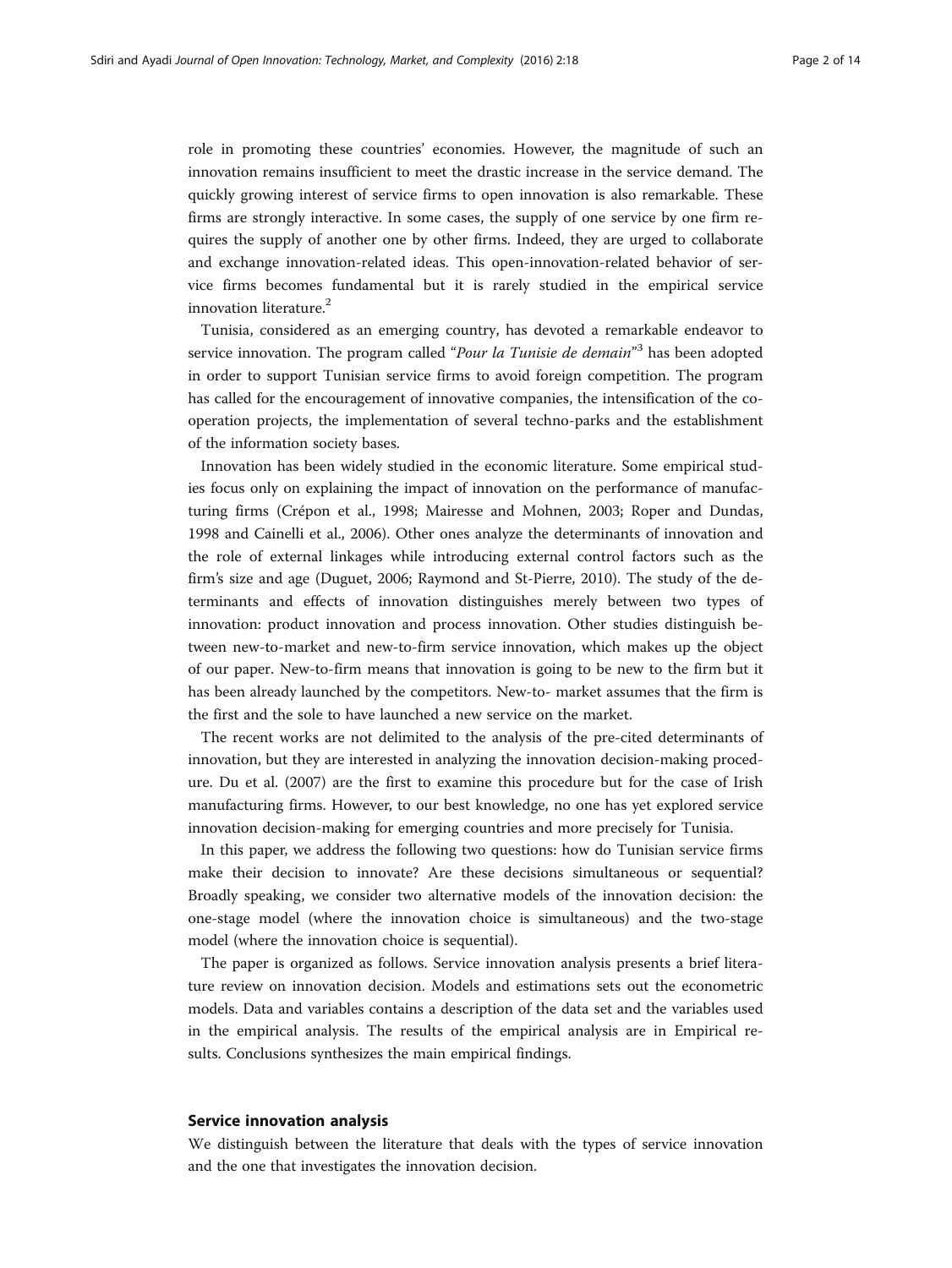role in promoting these countries' economies. However, the magnitude of such an innovation remains insufficient to meet the drastic increase in the service demand. The quickly growing interest of service firms to open innovation is also remarkable. These firms are strongly interactive. In some cases, the supply of one service by one firm requires the supply of another one by other firms. Indeed, they are urged to collaborate and exchange innovation-related ideas. This open-innovation-related behavior of service firms becomes fundamental but it is rarely studied in the empirical service innovation literature.[2]

Tunisia, considered as an emerging country, has devoted a remarkable endeavor to service innovation. The program called "*Pour la Tunisie de demain*"[3] has been adopted in order to support Tunisian service firms to avoid foreign competition. The program has called for the encouragement of innovative companies, the intensification of the cooperation projects, the implementation of several techno-parks and the establishment of the information society bases.

Innovation has been widely studied in the economic literature. Some empirical studies focus only on explaining the impact of innovation on the performance of manufacturing firms (Crépon et al., 1998; Mairesse and Mohnen, 2003; Roper and Dundas, 1998 and Cainelli et al., 2006). Other ones analyze the determinants of innovation and the role of external linkages while introducing external control factors such as the firm's size and age (Duguet, 2006; Raymond and St-Pierre, 2010). The study of the determinants and effects of innovation distinguishes merely between two types of innovation: product innovation and process innovation. Other studies distinguish between new-to-market and new-to-firm service innovation, which makes up the object of our paper. New-to-firm means that innovation is going to be new to the firm but it has been already launched by the competitors. New-to- market assumes that the firm is the first and the sole to have launched a new service on the market.

The recent works are not delimited to the analysis of the pre-cited determinants of innovation, but they are interested in analyzing the innovation decision-making procedure. Du et al. (2007) are the first to examine this procedure but for the case of Irish manufacturing firms. However, to our best knowledge, no one has yet explored service innovation decision-making for emerging countries and more precisely for Tunisia.

In this paper, we address the following two questions: how do Tunisian service firms make their decision to innovate? Are these decisions simultaneous or sequential? Broadly speaking, we consider two alternative models of the innovation decision: the one-stage model (where the innovation choice is simultaneous) and the two-stage model (where the innovation choice is sequential).

The paper is organized as follows. Service innovation analysis presents a brief literature review on innovation decision. Models and estimations sets out the econometric models. Data and variables contains a description of the data set and the variables used in the empirical analysis. The results of the empirical analysis are in Empirical results. Conclusions synthesizes the main empirical findings.

## Service innovation analysis

We distinguish between the literature that deals with the types of service innovation and the one that investigates the innovation decision.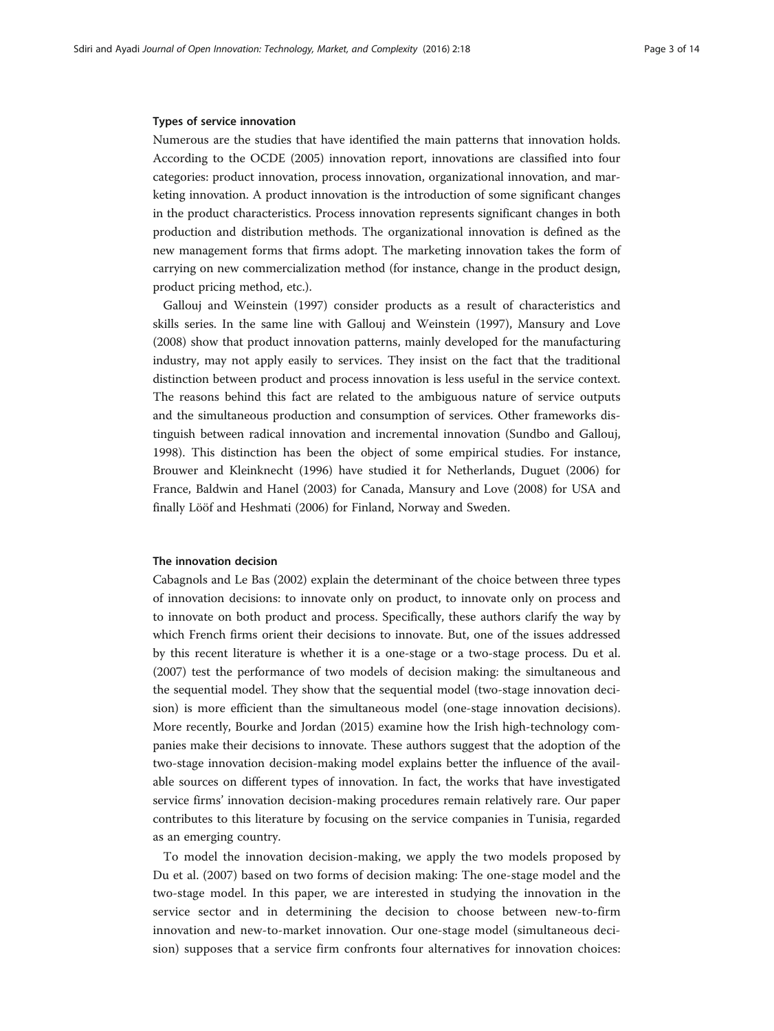### Types of service innovation

Numerous are the studies that have identified the main patterns that innovation holds. According to the OCDE (2005) innovation report, innovations are classified into four categories: product innovation, process innovation, organizational innovation, and marketing innovation. A product innovation is the introduction of some significant changes in the product characteristics. Process innovation represents significant changes in both production and distribution methods. The organizational innovation is defined as the new management forms that firms adopt. The marketing innovation takes the form of carrying on new commercialization method (for instance, change in the product design, product pricing method, etc.).

Gallouj and Weinstein (1997) consider products as a result of characteristics and skills series. In the same line with Gallouj and Weinstein (1997), Mansury and Love (2008) show that product innovation patterns, mainly developed for the manufacturing industry, may not apply easily to services. They insist on the fact that the traditional distinction between product and process innovation is less useful in the service context. The reasons behind this fact are related to the ambiguous nature of service outputs and the simultaneous production and consumption of services. Other frameworks distinguish between radical innovation and incremental innovation (Sundbo and Gallouj, 1998). This distinction has been the object of some empirical studies. For instance, Brouwer and Kleinknecht (1996) have studied it for Netherlands, Duguet (2006) for France, Baldwin and Hanel (2003) for Canada, Mansury and Love (2008) for USA and finally Lööf and Heshmati (2006) for Finland, Norway and Sweden.

### The innovation decision

Cabagnols and Le Bas (2002) explain the determinant of the choice between three types of innovation decisions: to innovate only on product, to innovate only on process and to innovate on both product and process. Specifically, these authors clarify the way by which French firms orient their decisions to innovate. But, one of the issues addressed by this recent literature is whether it is a one-stage or a two-stage process. Du et al. (2007) test the performance of two models of decision making: the simultaneous and the sequential model. They show that the sequential model (two-stage innovation decision) is more efficient than the simultaneous model (one-stage innovation decisions). More recently, Bourke and Jordan (2015) examine how the Irish high-technology companies make their decisions to innovate. These authors suggest that the adoption of the two-stage innovation decision-making model explains better the influence of the available sources on different types of innovation. In fact, the works that have investigated service firms' innovation decision-making procedures remain relatively rare. Our paper contributes to this literature by focusing on the service companies in Tunisia, regarded as an emerging country.

To model the innovation decision-making, we apply the two models proposed by Du et al. (2007) based on two forms of decision making: The one-stage model and the two-stage model. In this paper, we are interested in studying the innovation in the service sector and in determining the decision to choose between new-to-firm innovation and new-to-market innovation. Our one-stage model (simultaneous decision) supposes that a service firm confronts four alternatives for innovation choices: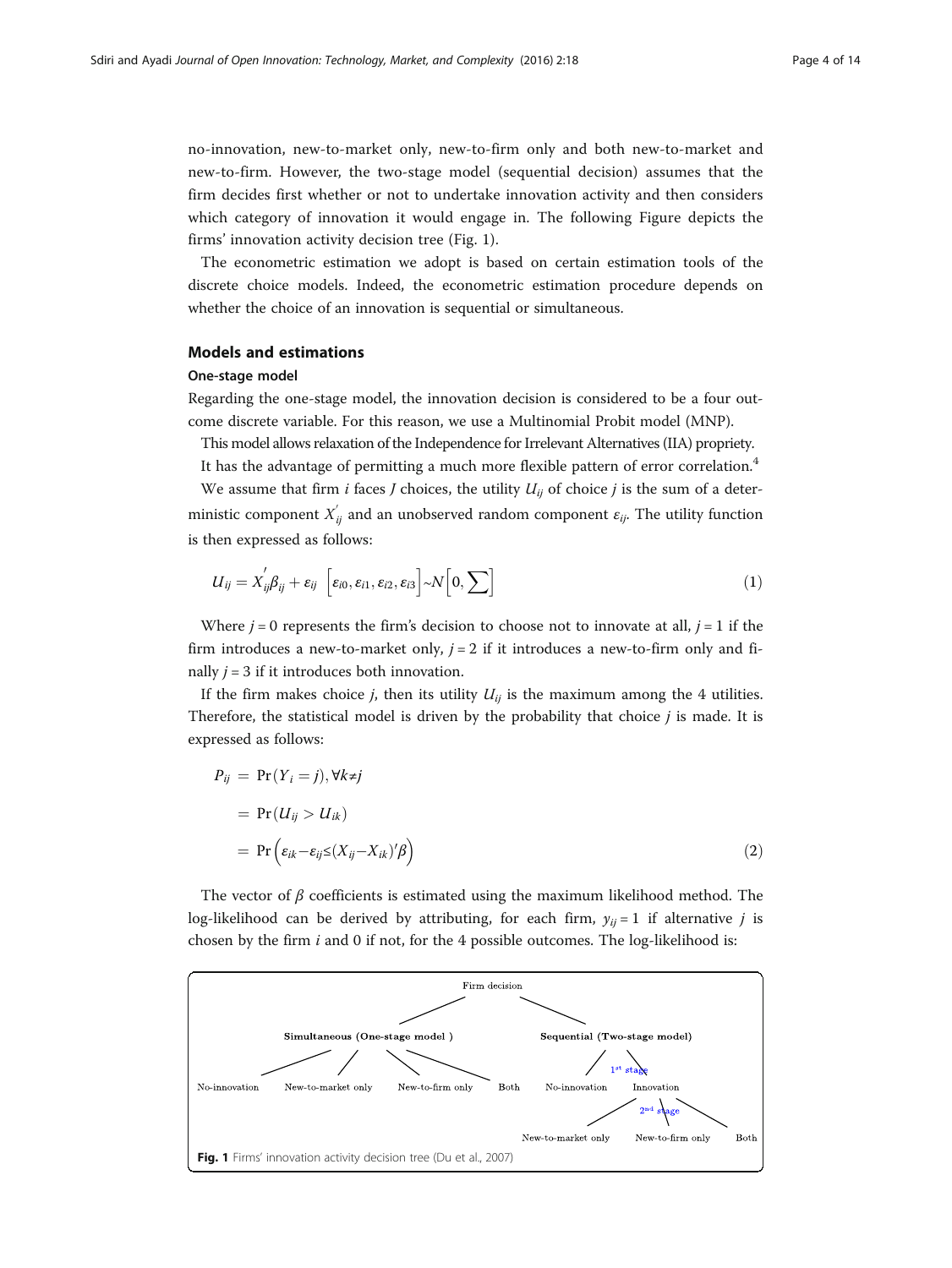no-innovation, new-to-market only, new-to-firm only and both new-to-market and new-to-firm. However, the two-stage model (sequential decision) assumes that the firm decides first whether or not to undertake innovation activity and then considers which category of innovation it would engage in. The following Figure depicts the firms' innovation activity decision tree (Fig. 1).

The econometric estimation we adopt is based on certain estimation tools of the discrete choice models. Indeed, the econometric estimation procedure depends on whether the choice of an innovation is sequential or simultaneous.

## Models and estimations

### One-stage model

Regarding the one-stage model, the innovation decision is considered to be a four outcome discrete variable. For this reason, we use a Multinomial Probit model (MNP).

This model allows relaxation of the Independence for Irrelevant Alternatives (IIA) propriety.

It has the advantage of permitting a much more flexible pattern of error correlation.[4]

We assume that firm $i$ faces $J$ choices, the utility $U_{ij}$ of choice $j$ is the sum of a deterministic component $X_{ij}^{'}$ and an unobserved random component $\varepsilon_{ij}$. The utility function is then expressed as follows:

$$U_{ij} = X_{ij}^{'}\beta_{ij} + \varepsilon_{ij} \quad \left[\varepsilon_{i0}, \varepsilon_{i1}, \varepsilon_{i2}, \varepsilon_{i3}\right] \sim N\left[0, \sum\right] \tag{1}$$

Where $j = 0$ represents the firm's decision to choose not to innovate at all, $j = 1$ if the firm introduces a new-to-market only, $j = 2$ if it introduces a new-to-firm only and finally $j = 3$ if it introduces both innovation.

If the firm makes choice $j$, then its utility $U_{ij}$ is the maximum among the 4 utilities. Therefore, the statistical model is driven by the probability that choice $j$ is made. It is expressed as follows:

$$\begin{aligned} P_{ij} &= \Pr(Y_i = j), \forall k \neq j \\ &= \Pr(U_{ij} > U_{ik}) \\ &= \Pr\left(\varepsilon_{ik} - \varepsilon_{ij} \leq (X_{ij} - X_{ik})'\beta\right) \end{aligned} \tag{2}$$

The vector of $\beta$ coefficients is estimated using the maximum likelihood method. The log-likelihood can be derived by attributing, for each firm, $y_{ij} = 1$ if alternative $j$ is chosen by the firm $i$ and 0 if not, for the 4 possible outcomes. The log-likelihood is:

Fig. 1 Firms' innovation activity decision tree (Du et al., 2007)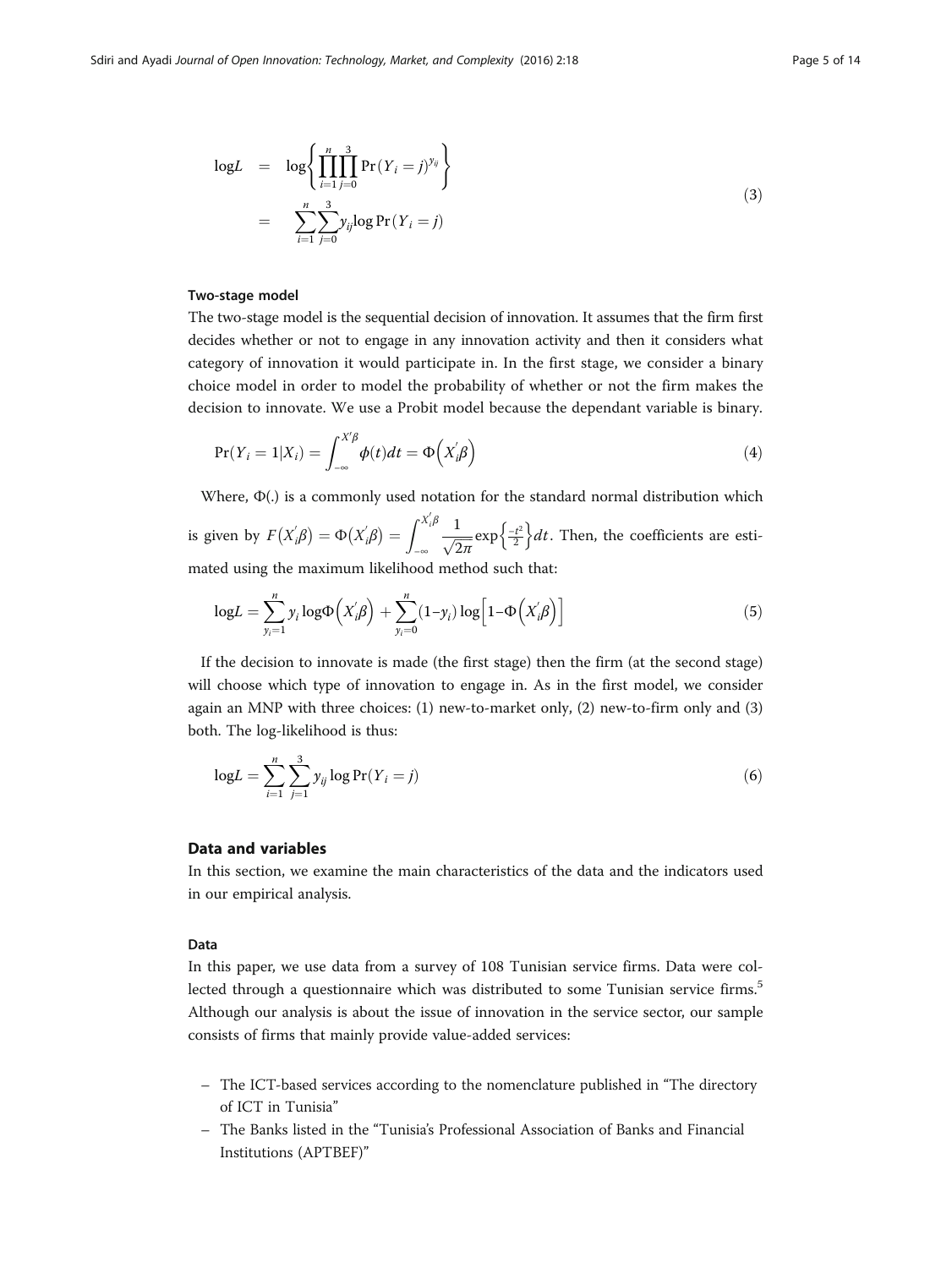$$
\begin{aligned}
\log L &= \log\left\{\prod_{i=1}^{n}\prod_{j=0}^{3}\Pr(Y_i = j)^{y_{ij}}\right\} \\
&= \sum_{i=1}^{n}\sum_{j=0}^{3} y_{ij}\log\Pr(Y_i = j)
\end{aligned}
\tag{3}
$$

### Two-stage model

The two-stage model is the sequential decision of innovation. It assumes that the firm first decides whether or not to engage in any innovation activity and then it considers what category of innovation it would participate in. In the first stage, we consider a binary choice model in order to model the probability of whether or not the firm makes the decision to innovate. We use a Probit model because the dependant variable is binary.

$$
\Pr(Y_i = 1|X_i) = \int_{-\infty}^{X'\beta}\phi(t)dt = \Phi\left(X_i^{'}\beta\right) \tag{4}
$$

Where, $\Phi(.)$ is a commonly used notation for the standard normal distribution which is given by $F\left(X_i^{'}\beta\right) = \Phi\left(X_i^{'}\beta\right) = \int_{-\infty}^{X_i^{'}\beta}\frac{1}{\sqrt{2\pi}}\exp\left\{\frac{-t^2}{2}\right\}dt$. Then, the coefficients are estimated using the maximum likelihood method such that:

$$
\log L = \sum_{y_i=1}^{n} y_i\log\Phi\left(X_i^{'}\beta\right) + \sum_{y_i=0}^{n}(1-y_i)\log\left[1-\Phi\left(X_i^{'}\beta\right)\right] \tag{5}
$$

If the decision to innovate is made (the first stage) then the firm (at the second stage) will choose which type of innovation to engage in. As in the first model, we consider again an MNP with three choices: (1) new-to-market only, (2) new-to-firm only and (3) both. The log-likelihood is thus:

$$
\log L = \sum_{i=1}^{n}\sum_{j=1}^{3} y_{ij}\log\Pr(Y_i = j) \tag{6}
$$

## Data and variables

In this section, we examine the main characteristics of the data and the indicators used in our empirical analysis.

### Data

In this paper, we use data from a survey of 108 Tunisian service firms. Data were collected through a questionnaire which was distributed to some Tunisian service firms.[5] Although our analysis is about the issue of innovation in the service sector, our sample consists of firms that mainly provide value-added services:

- The ICT-based services according to the nomenclature published in "The directory of ICT in Tunisia"
- The Banks listed in the "Tunisia's Professional Association of Banks and Financial Institutions (APTBEF)"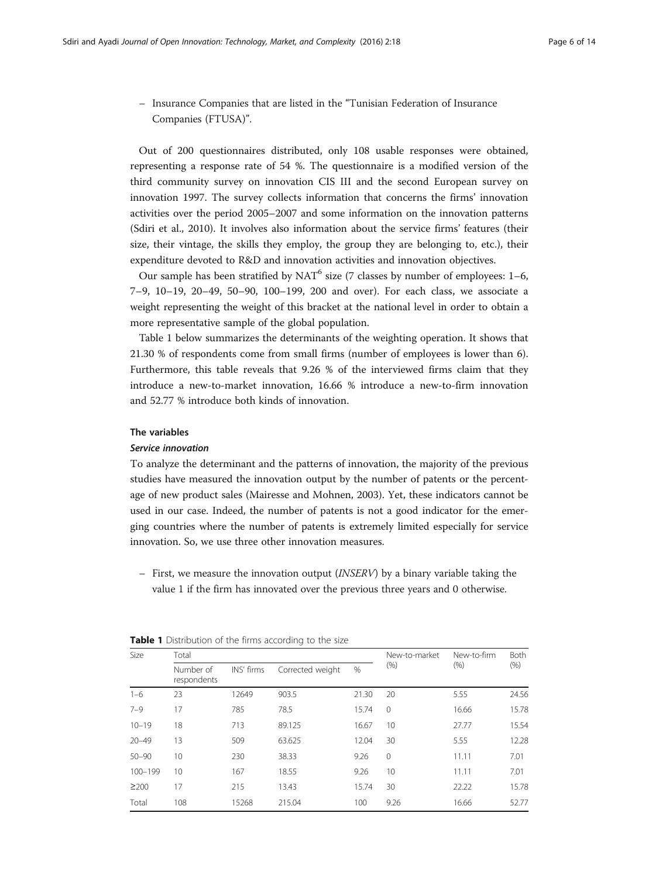– Insurance Companies that are listed in the "Tunisian Federation of Insurance Companies (FTUSA)".

Out of 200 questionnaires distributed, only 108 usable responses were obtained, representing a response rate of 54 %. The questionnaire is a modified version of the third community survey on innovation CIS III and the second European survey on innovation 1997. The survey collects information that concerns the firms' innovation activities over the period 2005–2007 and some information on the innovation patterns (Sdiri et al., 2010). It involves also information about the service firms' features (their size, their vintage, the skills they employ, the group they are belonging to, etc.), their expenditure devoted to R&D and innovation activities and innovation objectives.

Our sample has been stratified by NAT[6] size (7 classes by number of employees: 1–6, 7–9, 10–19, 20–49, 50–90, 100–199, 200 and over). For each class, we associate a weight representing the weight of this bracket at the national level in order to obtain a more representative sample of the global population.

Table 1 below summarizes the determinants of the weighting operation. It shows that 21.30 % of respondents come from small firms (number of employees is lower than 6). Furthermore, this table reveals that 9.26 % of the interviewed firms claim that they introduce a new-to-market innovation, 16.66 % introduce a new-to-firm innovation and 52.77 % introduce both kinds of innovation.

### The variables

#### *Service innovation*

To analyze the determinant and the patterns of innovation, the majority of the previous studies have measured the innovation output by the number of patents or the percentage of new product sales (Mairesse and Mohnen, 2003). Yet, these indicators cannot be used in our case. Indeed, the number of patents is not a good indicator for the emerging countries where the number of patents is extremely limited especially for service innovation. So, we use three other innovation measures.

– First, we measure the innovation output (*INSERV*) by a binary variable taking the value 1 if the firm has innovated over the previous three years and 0 otherwise.

**Table 1** Distribution of the firms according to the size

| Size | Total | | | | New-to-market (%) | New-to-firm (%) | Both (%) |
|---|---|---|---|---|---|---|---|
| | Number of respondents | INS' firms | Corrected weight | % | | | |
| 1–6 | 23 | 12649 | 903.5 | 21.30 | 20 | 5.55 | 24.56 |
| 7–9 | 17 | 785 | 78.5 | 15.74 | 0 | 16.66 | 15.78 |
| 10–19 | 18 | 713 | 89.125 | 16.67 | 10 | 27.77 | 15.54 |
| 20–49 | 13 | 509 | 63.625 | 12.04 | 30 | 5.55 | 12.28 |
| 50–90 | 10 | 230 | 38.33 | 9.26 | 0 | 11.11 | 7.01 |
| 100–199 | 10 | 167 | 18.55 | 9.26 | 10 | 11.11 | 7.01 |
| ≥200 | 17 | 215 | 13.43 | 15.74 | 30 | 22.22 | 15.78 |
| Total | 108 | 15268 | 215.04 | 100 | 9.26 | 16.66 | 52.77 |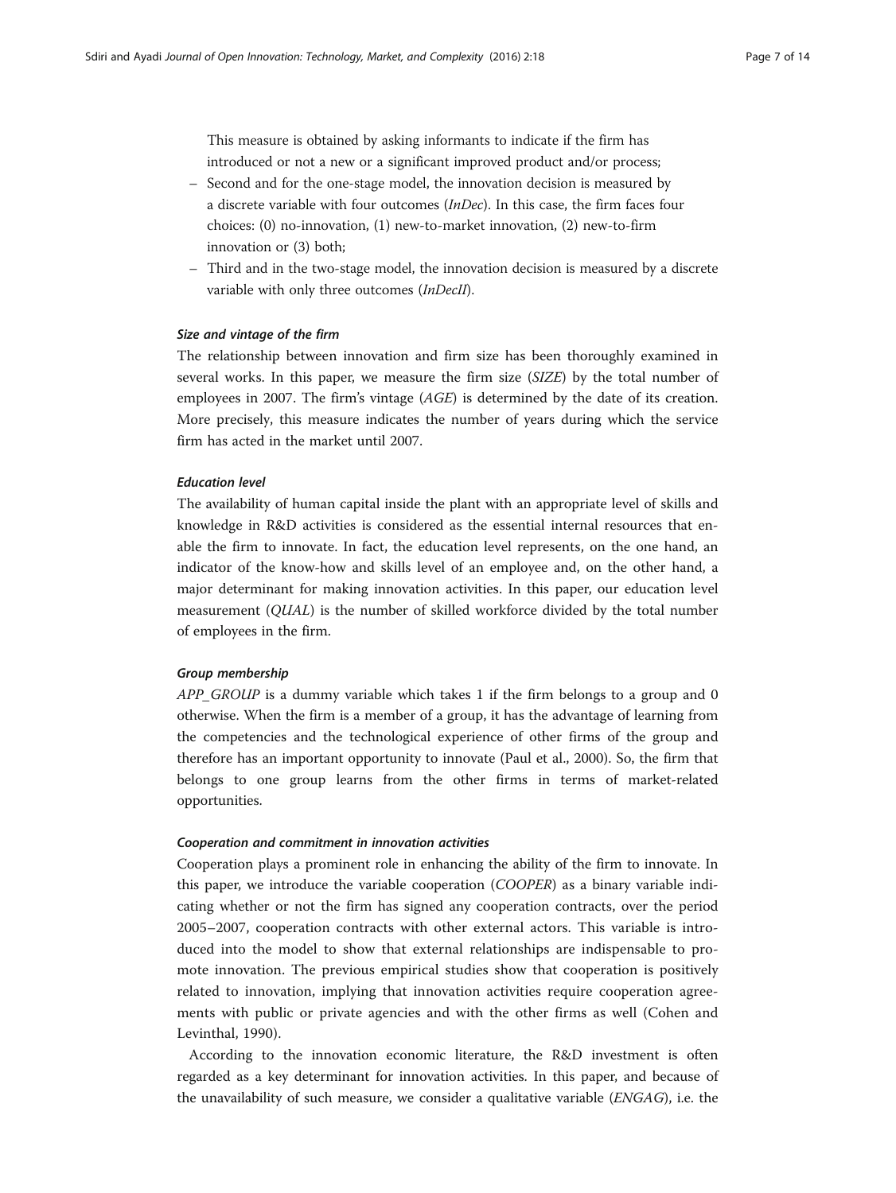This measure is obtained by asking informants to indicate if the firm has introduced or not a new or a significant improved product and/or process;

- Second and for the one-stage model, the innovation decision is measured by a discrete variable with four outcomes (*InDec*). In this case, the firm faces four choices: (0) no-innovation, (1) new-to-market innovation, (2) new-to-firm innovation or (3) both;
- Third and in the two-stage model, the innovation decision is measured by a discrete variable with only three outcomes (*InDecII*).

#### *Size and vintage of the firm*

The relationship between innovation and firm size has been thoroughly examined in several works. In this paper, we measure the firm size (*SIZE*) by the total number of employees in 2007. The firm's vintage (*AGE*) is determined by the date of its creation. More precisely, this measure indicates the number of years during which the service firm has acted in the market until 2007.

#### *Education level*

The availability of human capital inside the plant with an appropriate level of skills and knowledge in R&D activities is considered as the essential internal resources that enable the firm to innovate. In fact, the education level represents, on the one hand, an indicator of the know-how and skills level of an employee and, on the other hand, a major determinant for making innovation activities. In this paper, our education level measurement (*QUAL*) is the number of skilled workforce divided by the total number of employees in the firm.

#### *Group membership*

*APP_GROUP* is a dummy variable which takes 1 if the firm belongs to a group and 0 otherwise. When the firm is a member of a group, it has the advantage of learning from the competencies and the technological experience of other firms of the group and therefore has an important opportunity to innovate (Paul et al., 2000). So, the firm that belongs to one group learns from the other firms in terms of market-related opportunities.

#### *Cooperation and commitment in innovation activities*

Cooperation plays a prominent role in enhancing the ability of the firm to innovate. In this paper, we introduce the variable cooperation (*COOPER*) as a binary variable indicating whether or not the firm has signed any cooperation contracts, over the period 2005–2007, cooperation contracts with other external actors. This variable is introduced into the model to show that external relationships are indispensable to promote innovation. The previous empirical studies show that cooperation is positively related to innovation, implying that innovation activities require cooperation agreements with public or private agencies and with the other firms as well (Cohen and Levinthal, 1990).

According to the innovation economic literature, the R&D investment is often regarded as a key determinant for innovation activities. In this paper, and because of the unavailability of such measure, we consider a qualitative variable (*ENGAG*), i.e. the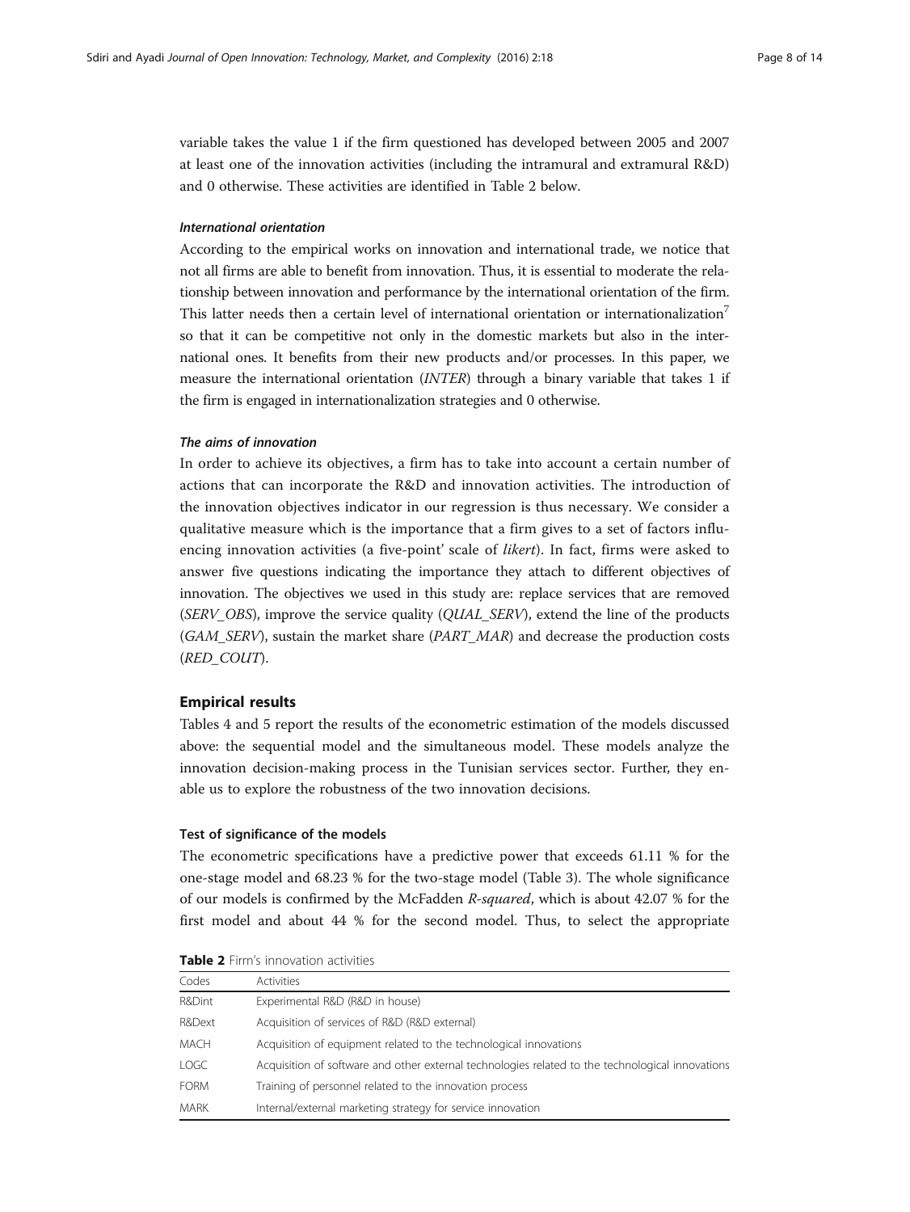variable takes the value 1 if the firm questioned has developed between 2005 and 2007 at least one of the innovation activities (including the intramural and extramural R&D) and 0 otherwise. These activities are identified in Table 2 below.

#### *International orientation*

According to the empirical works on innovation and international trade, we notice that not all firms are able to benefit from innovation. Thus, it is essential to moderate the relationship between innovation and performance by the international orientation of the firm. This latter needs then a certain level of international orientation or internationalization[7] so that it can be competitive not only in the domestic markets but also in the international ones. It benefits from their new products and/or processes. In this paper, we measure the international orientation (*INTER*) through a binary variable that takes 1 if the firm is engaged in internationalization strategies and 0 otherwise.

#### *The aims of innovation*

In order to achieve its objectives, a firm has to take into account a certain number of actions that can incorporate the R&D and innovation activities. The introduction of the innovation objectives indicator in our regression is thus necessary. We consider a qualitative measure which is the importance that a firm gives to a set of factors influencing innovation activities (a five-point' scale of *likert*). In fact, firms were asked to answer five questions indicating the importance they attach to different objectives of innovation. The objectives we used in this study are: replace services that are removed (*SERV_OBS*), improve the service quality (*QUAL_SERV*), extend the line of the products (*GAM_SERV*), sustain the market share (*PART_MAR*) and decrease the production costs (*RED_COUT*).

## Empirical results

Tables 4 and 5 report the results of the econometric estimation of the models discussed above: the sequential model and the simultaneous model. These models analyze the innovation decision-making process in the Tunisian services sector. Further, they enable us to explore the robustness of the two innovation decisions.

### Test of significance of the models

The econometric specifications have a predictive power that exceeds 61.11 % for the one-stage model and 68.23 % for the two-stage model (Table 3). The whole significance of our models is confirmed by the McFadden *R-squared*, which is about 42.07 % for the first model and about 44 % for the second model. Thus, to select the appropriate

**Table 2** Firm's innovation activities

| Codes | Activities |
|---|---|
| R&Dint | Experimental R&D (R&D in house) |
| R&Dext | Acquisition of services of R&D (R&D external) |
| MACH | Acquisition of equipment related to the technological innovations |
| LOGC | Acquisition of software and other external technologies related to the technological innovations |
| FORM | Training of personnel related to the innovation process |
| MARK | Internal/external marketing strategy for service innovation |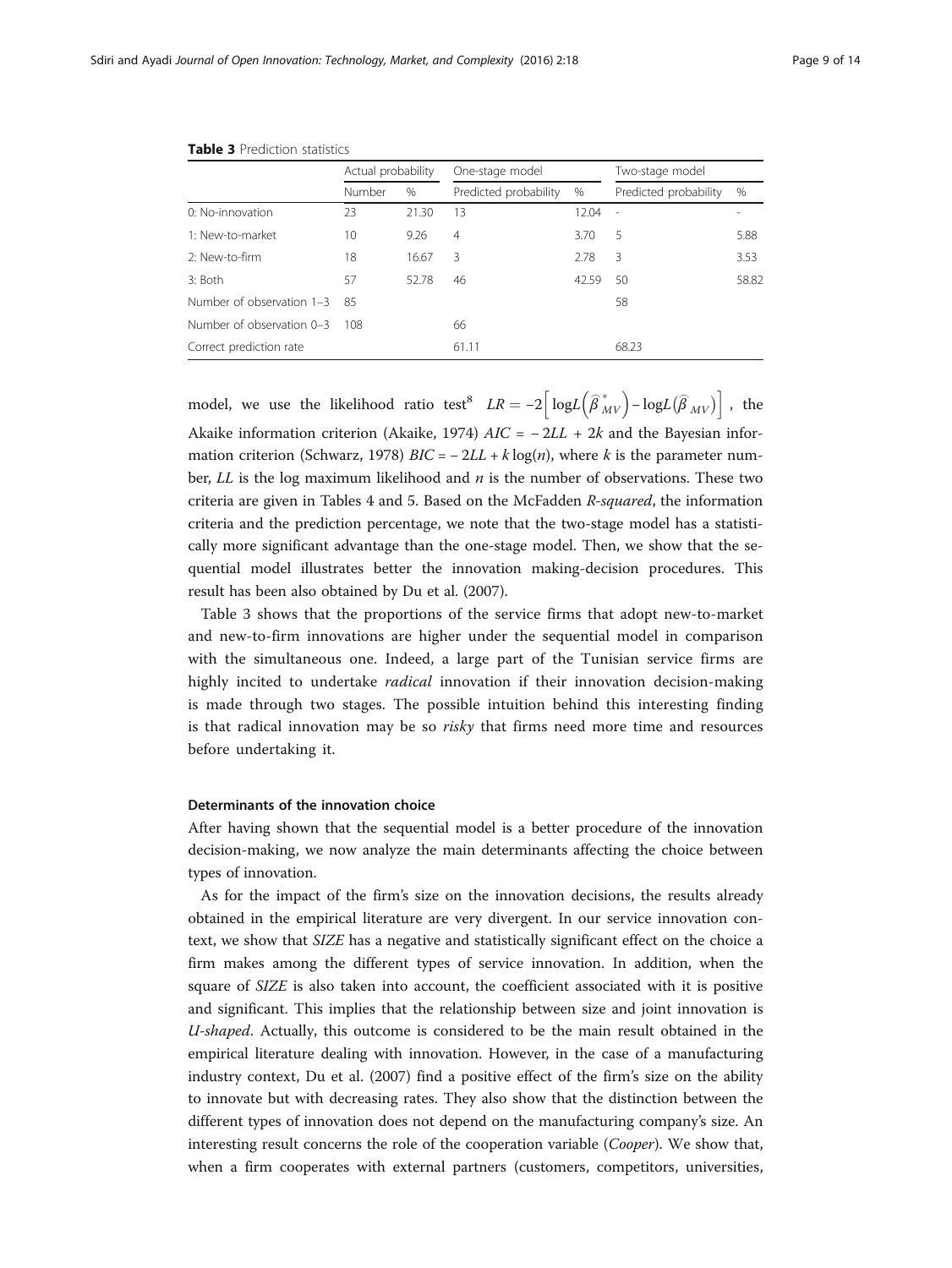**Table 3** Prediction statistics

| | Actual probability | | One-stage model | | Two-stage model | |
|---|---|---|---|---|---|---|
| | Number | % | Predicted probability | % | Predicted probability | % |
| 0: No-innovation | 23 | 21.30 | 13 | 12.04 | - | - |
| 1: New-to-market | 10 | 9.26 | 4 | 3.70 | 5 | 5.88 |
| 2: New-to-firm | 18 | 16.67 | 3 | 2.78 | 3 | 3.53 |
| 3: Both | 57 | 52.78 | 46 | 42.59 | 50 | 58.82 |
| Number of observation 1–3 | 85 | | | | 58 | |
| Number of observation 0–3 | 108 | | 66 | | | |
| Correct prediction rate | | | 61.11 | | 68.23 | |

model, we use the likelihood ratio test[8] $LR = -2\left[\log L\left(\widehat{\beta}^{*}_{MV}\right) - \log L\left(\widehat{\beta}_{MV}\right)\right]$, the Akaike information criterion (Akaike, 1974) $AIC = -2LL + 2k$ and the Bayesian information criterion (Schwarz, 1978) $BIC = -2LL + k\log(n)$, where $k$ is the parameter number, $LL$ is the log maximum likelihood and $n$ is the number of observations. These two criteria are given in Tables 4 and 5. Based on the McFadden *R-squared*, the information criteria and the prediction percentage, we note that the two-stage model has a statistically more significant advantage than the one-stage model. Then, we show that the sequential model illustrates better the innovation making-decision procedures. This result has been also obtained by Du et al. (2007).

Table 3 shows that the proportions of the service firms that adopt new-to-market and new-to-firm innovations are higher under the sequential model in comparison with the simultaneous one. Indeed, a large part of the Tunisian service firms are highly incited to undertake *radical* innovation if their innovation decision-making is made through two stages. The possible intuition behind this interesting finding is that radical innovation may be so *risky* that firms need more time and resources before undertaking it.

### Determinants of the innovation choice

After having shown that the sequential model is a better procedure of the innovation decision-making, we now analyze the main determinants affecting the choice between types of innovation.

As for the impact of the firm's size on the innovation decisions, the results already obtained in the empirical literature are very divergent. In our service innovation context, we show that *SIZE* has a negative and statistically significant effect on the choice a firm makes among the different types of service innovation. In addition, when the square of *SIZE* is also taken into account, the coefficient associated with it is positive and significant. This implies that the relationship between size and joint innovation is *U-shaped*. Actually, this outcome is considered to be the main result obtained in the empirical literature dealing with innovation. However, in the case of a manufacturing industry context, Du et al. (2007) find a positive effect of the firm's size on the ability to innovate but with decreasing rates. They also show that the distinction between the different types of innovation does not depend on the manufacturing company's size. An interesting result concerns the role of the cooperation variable (*Cooper*). We show that, when a firm cooperates with external partners (customers, competitors, universities,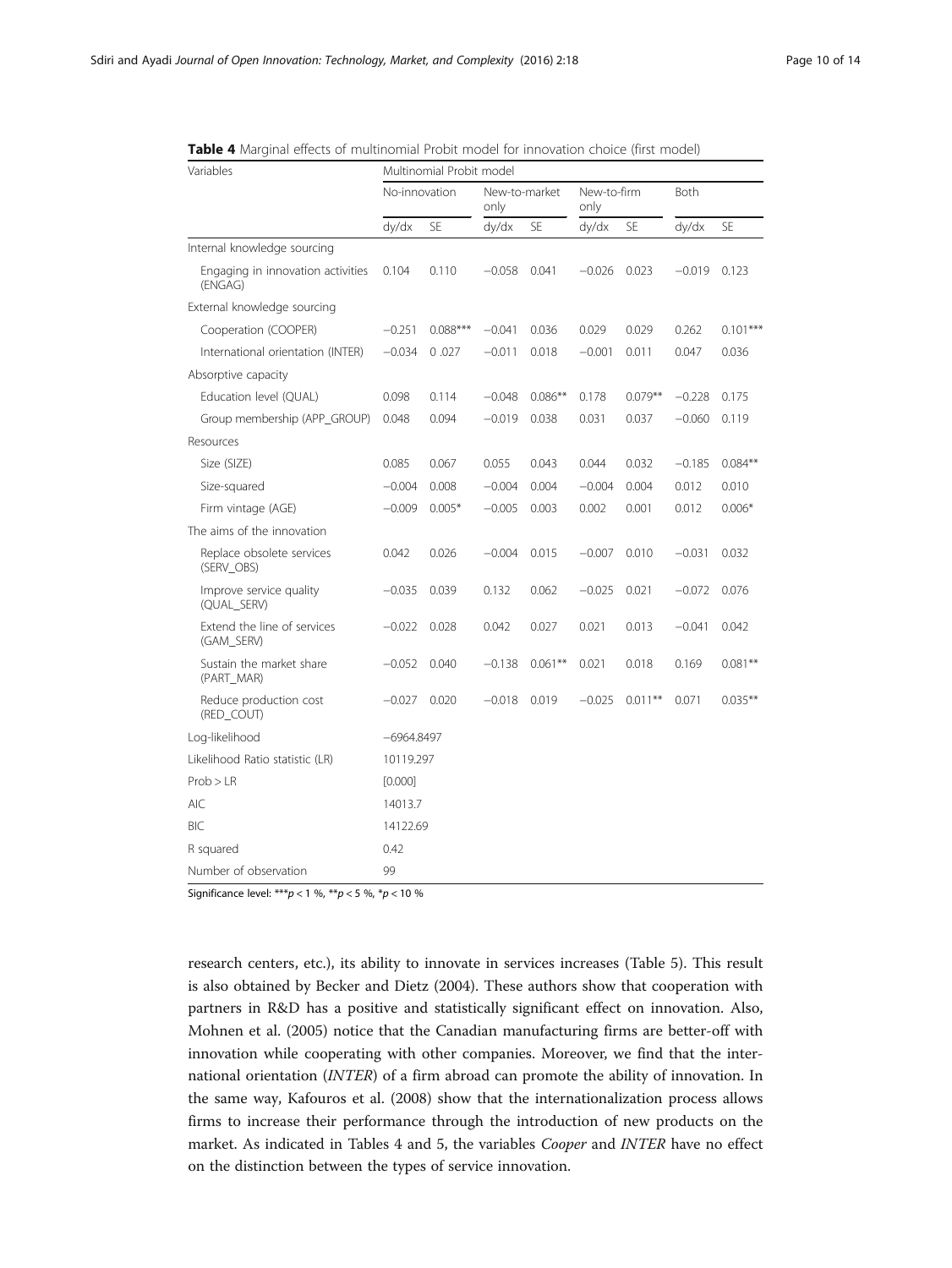**Table 4** Marginal effects of multinomial Probit model for innovation choice (first model)

| Variables | Multinomial Probit model | | | | | | | |
|---|---|---|---|---|---|---|---|---|
| | No-innovation | | New-to-market only | | New-to-firm only | | Both | |
| | dy/dx | SE | dy/dx | SE | dy/dx | SE | dy/dx | SE |
| Internal knowledge sourcing | | | | | | | | |
| Engaging in innovation activities (ENGAG) | 0.104 | 0.110 | −0.058 | 0.041 | −0.026 | 0.023 | −0.019 | 0.123 |
| External knowledge sourcing | | | | | | | | |
| Cooperation (COOPER) | −0.251 | 0.088*** | −0.041 | 0.036 | 0.029 | 0.029 | 0.262 | 0.101*** |
| International orientation (INTER) | −0.034 | 0 .027 | −0.011 | 0.018 | −0.001 | 0.011 | 0.047 | 0.036 |
| Absorptive capacity | | | | | | | | |
| Education level (QUAL) | 0.098 | 0.114 | −0.048 | 0.086** | 0.178 | 0.079** | −0.228 | 0.175 |
| Group membership (APP_GROUP) | 0.048 | 0.094 | −0.019 | 0.038 | 0.031 | 0.037 | −0.060 | 0.119 |
| Resources | | | | | | | | |
| Size (SIZE) | 0.085 | 0.067 | 0.055 | 0.043 | 0.044 | 0.032 | −0.185 | 0.084** |
| Size-squared | −0.004 | 0.008 | −0.004 | 0.004 | −0.004 | 0.004 | 0.012 | 0.010 |
| Firm vintage (AGE) | −0.009 | 0.005* | −0.005 | 0.003 | 0.002 | 0.001 | 0.012 | 0.006* |
| The aims of the innovation | | | | | | | | |
| Replace obsolete services (SERV_OBS) | 0.042 | 0.026 | −0.004 | 0.015 | −0.007 | 0.010 | −0.031 | 0.032 |
| Improve service quality (QUAL_SERV) | −0.035 | 0.039 | 0.132 | 0.062 | −0.025 | 0.021 | −0.072 | 0.076 |
| Extend the line of services (GAM_SERV) | −0.022 | 0.028 | 0.042 | 0.027 | 0.021 | 0.013 | −0.041 | 0.042 |
| Sustain the market share (PART_MAR) | −0.052 | 0.040 | −0.138 | 0.061** | 0.021 | 0.018 | 0.169 | 0.081** |
| Reduce production cost (RED_COUT) | −0.027 | 0.020 | −0.018 | 0.019 | −0.025 | 0.011** | 0.071 | 0.035** |
| Log-likelihood | −6964.8497 | | | | | | | |
| Likelihood Ratio statistic (LR) | 10119.297 | | | | | | | |
| Prob > LR | [0.000] | | | | | | | |
| AIC | 14013.7 | | | | | | | |
| BIC | 14122.69 | | | | | | | |
| R squared | 0.42 | | | | | | | |
| Number of observation | 99 | | | | | | | |

Significance level: *** $p < 1$ %, ** $p < 5$ %, * $p < 10$ %

research centers, etc.), its ability to innovate in services increases (Table 5). This result is also obtained by Becker and Dietz (2004). These authors show that cooperation with partners in R&D has a positive and statistically significant effect on innovation. Also, Mohnen et al. (2005) notice that the Canadian manufacturing firms are better-off with innovation while cooperating with other companies. Moreover, we find that the international orientation (*INTER*) of a firm abroad can promote the ability of innovation. In the same way, Kafouros et al. (2008) show that the internationalization process allows firms to increase their performance through the introduction of new products on the market. As indicated in Tables 4 and 5, the variables *Cooper* and *INTER* have no effect on the distinction between the types of service innovation.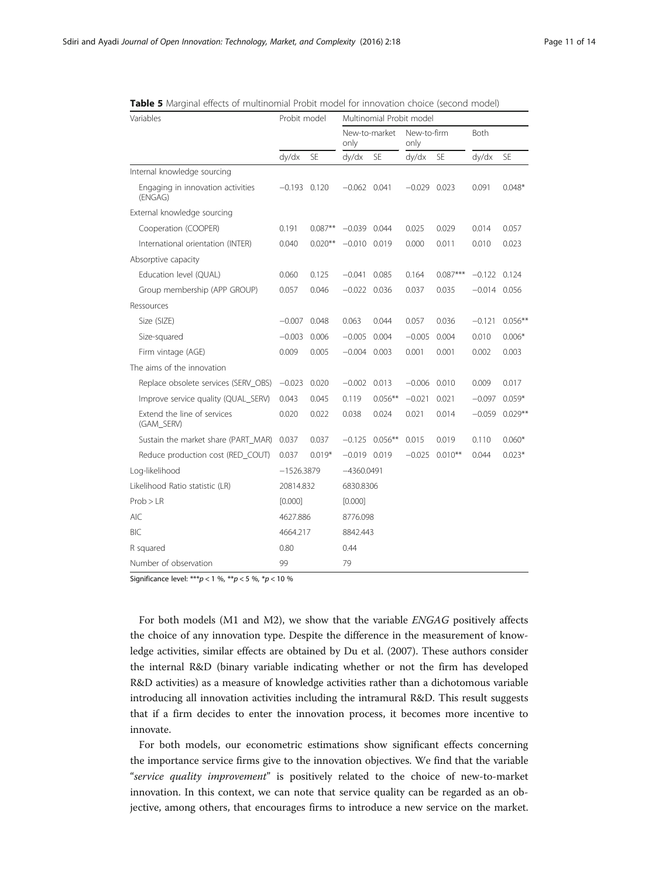**Table 5** Marginal effects of multinomial Probit model for innovation choice (second model)

| Variables | Probit model | | Multinomial Probit model | | | | | |
|---|---|---|---|---|---|---|---|---|
| | | | New-to-market only | | New-to-firm only | | Both | |
| | dy/dx | SE | dy/dx | SE | dy/dx | SE | dy/dx | SE |
| Internal knowledge sourcing | | | | | | | | |
| Engaging in innovation activities (ENGAG) | −0.193 | 0.120 | −0.062 | 0.041 | −0.029 | 0.023 | 0.091 | 0.048* |
| External knowledge sourcing | | | | | | | | |
| Cooperation (COOPER) | 0.191 | 0.087** | −0.039 | 0.044 | 0.025 | 0.029 | 0.014 | 0.057 |
| International orientation (INTER) | 0.040 | 0.020** | −0.010 | 0.019 | 0.000 | 0.011 | 0.010 | 0.023 |
| Absorptive capacity | | | | | | | | |
| Education level (QUAL) | 0.060 | 0.125 | −0.041 | 0.085 | 0.164 | 0.087*** | −0.122 | 0.124 |
| Group membership (APP GROUP) | 0.057 | 0.046 | −0.022 | 0.036 | 0.037 | 0.035 | −0.014 | 0.056 |
| Ressources | | | | | | | | |
| Size (SIZE) | −0.007 | 0.048 | 0.063 | 0.044 | 0.057 | 0.036 | −0.121 | 0.056** |
| Size-squared | −0.003 | 0.006 | −0.005 | 0.004 | −0.005 | 0.004 | 0.010 | 0.006* |
| Firm vintage (AGE) | 0.009 | 0.005 | −0.004 | 0.003 | 0.001 | 0.001 | 0.002 | 0.003 |
| The aims of the innovation | | | | | | | | |
| Replace obsolete services (SERV_OBS) | −0.023 | 0.020 | −0.002 | 0.013 | −0.006 | 0.010 | 0.009 | 0.017 |
| Improve service quality (QUAL_SERV) | 0.043 | 0.045 | 0.119 | 0.056** | −0.021 | 0.021 | −0.097 | 0.059* |
| Extend the line of services (GAM_SERV) | 0.020 | 0.022 | 0.038 | 0.024 | 0.021 | 0.014 | −0.059 | 0.029** |
| Sustain the market share (PART_MAR) | 0.037 | 0.037 | −0.125 | 0.056** | 0.015 | 0.019 | 0.110 | 0.060* |
| Reduce production cost (RED_COUT) | 0.037 | 0.019* | −0.019 | 0.019 | −0.025 | 0.010** | 0.044 | 0.023* |
| Log-likelihood | −1526.3879 | | −4360.0491 | | | | | |
| Likelihood Ratio statistic (LR) | 20814.832 | | 6830.8306 | | | | | |
| Prob > LR | [0.000] | | [0.000] | | | | | |
| AIC | 4627.886 | | 8776.098 | | | | | |
| BIC | 4664.217 | | 8842.443 | | | | | |
| R squared | 0.80 | | 0.44 | | | | | |
| Number of observation | 99 | | 79 | | | | | |

Significance level: ***$p < 1$ %, **$p < 5$ %, *$p < 10$ %

For both models (M1 and M2), we show that the variable *ENGAG* positively affects the choice of any innovation type. Despite the difference in the measurement of knowledge activities, similar effects are obtained by Du et al. (2007). These authors consider the internal R&D (binary variable indicating whether or not the firm has developed R&D activities) as a measure of knowledge activities rather than a dichotomous variable introducing all innovation activities including the intramural R&D. This result suggests that if a firm decides to enter the innovation process, it becomes more incentive to innovate.

For both models, our econometric estimations show significant effects concerning the importance service firms give to the innovation objectives. We find that the variable "*service quality improvement*" is positively related to the choice of new-to-market innovation. In this context, we can note that service quality can be regarded as an objective, among others, that encourages firms to introduce a new service on the market.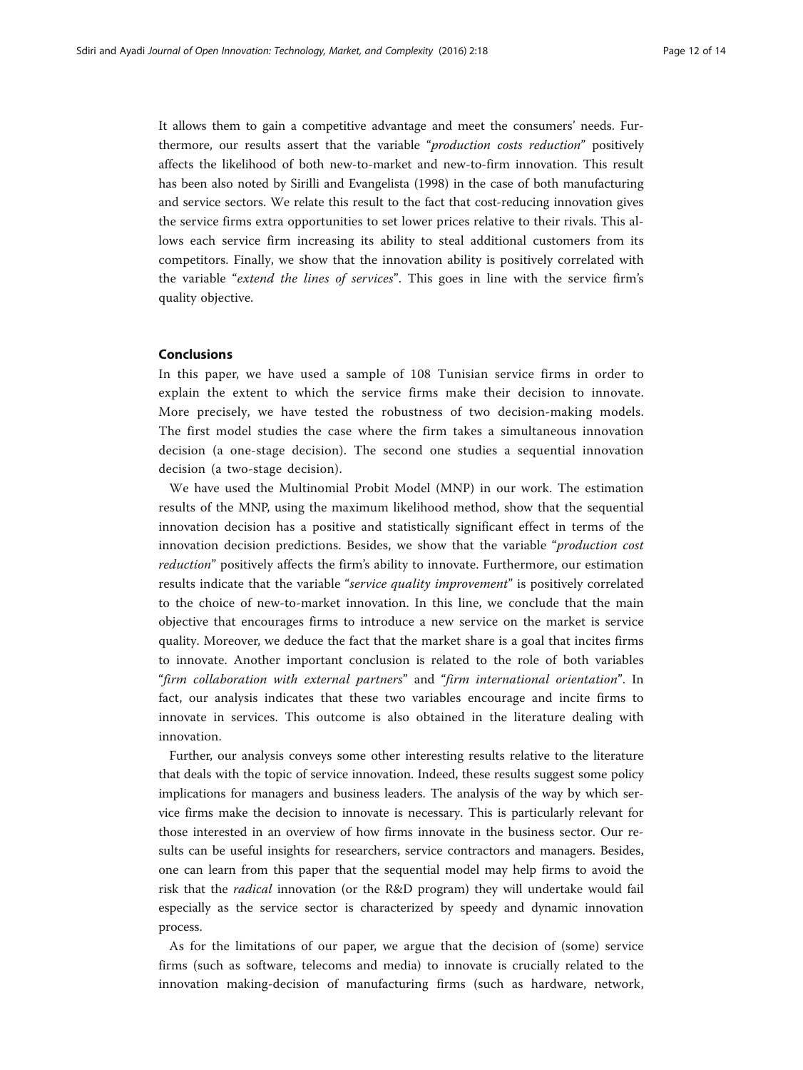It allows them to gain a competitive advantage and meet the consumers' needs. Furthermore, our results assert that the variable "*production costs reduction*" positively affects the likelihood of both new-to-market and new-to-firm innovation. This result has been also noted by Sirilli and Evangelista (1998) in the case of both manufacturing and service sectors. We relate this result to the fact that cost-reducing innovation gives the service firms extra opportunities to set lower prices relative to their rivals. This allows each service firm increasing its ability to steal additional customers from its competitors. Finally, we show that the innovation ability is positively correlated with the variable "*extend the lines of services*". This goes in line with the service firm's quality objective.

## Conclusions

In this paper, we have used a sample of 108 Tunisian service firms in order to explain the extent to which the service firms make their decision to innovate. More precisely, we have tested the robustness of two decision-making models. The first model studies the case where the firm takes a simultaneous innovation decision (a one-stage decision). The second one studies a sequential innovation decision (a two-stage decision).

We have used the Multinomial Probit Model (MNP) in our work. The estimation results of the MNP, using the maximum likelihood method, show that the sequential innovation decision has a positive and statistically significant effect in terms of the innovation decision predictions. Besides, we show that the variable "*production cost reduction*" positively affects the firm's ability to innovate. Furthermore, our estimation results indicate that the variable "*service quality improvement*" is positively correlated to the choice of new-to-market innovation. In this line, we conclude that the main objective that encourages firms to introduce a new service on the market is service quality. Moreover, we deduce the fact that the market share is a goal that incites firms to innovate. Another important conclusion is related to the role of both variables "*firm collaboration with external partners*" and "*firm international orientation*". In fact, our analysis indicates that these two variables encourage and incite firms to innovate in services. This outcome is also obtained in the literature dealing with innovation.

Further, our analysis conveys some other interesting results relative to the literature that deals with the topic of service innovation. Indeed, these results suggest some policy implications for managers and business leaders. The analysis of the way by which service firms make the decision to innovate is necessary. This is particularly relevant for those interested in an overview of how firms innovate in the business sector. Our results can be useful insights for researchers, service contractors and managers. Besides, one can learn from this paper that the sequential model may help firms to avoid the risk that the *radical* innovation (or the R&D program) they will undertake would fail especially as the service sector is characterized by speedy and dynamic innovation process.

As for the limitations of our paper, we argue that the decision of (some) service firms (such as software, telecoms and media) to innovate is crucially related to the innovation making-decision of manufacturing firms (such as hardware, network,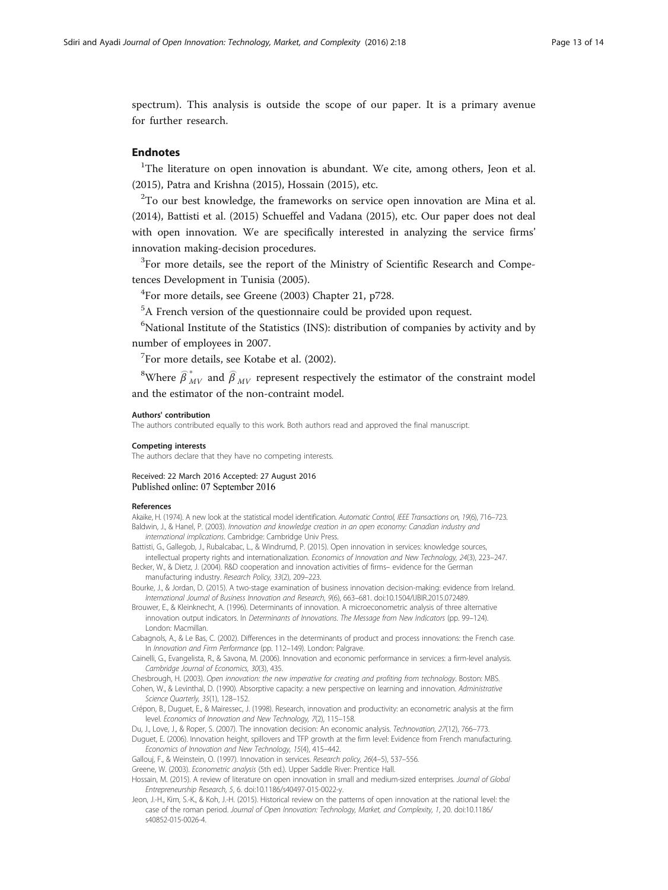spectrum). This analysis is outside the scope of our paper. It is a primary avenue for further research.

## Endnotes

[1]The literature on open innovation is abundant. We cite, among others, Jeon et al. (2015), Patra and Krishna (2015), Hossain (2015), etc.

[2]To our best knowledge, the frameworks on service open innovation are Mina et al. (2014), Battisti et al. (2015) Schueffel and Vadana (2015), etc. Our paper does not deal with open innovation. We are specifically interested in analyzing the service firms' innovation making-decision procedures.

[3]For more details, see the report of the Ministry of Scientific Research and Competences Development in Tunisia (2005).

[4]For more details, see Greene (2003) Chapter 21, p728.

[5]A French version of the questionnaire could be provided upon request.

[6]National Institute of the Statistics (INS): distribution of companies by activity and by number of employees in 2007.

[7]For more details, see Kotabe et al. (2002).

[8]Where $\widehat{\beta}^{*}_{MV}$ and $\widehat{\beta}_{MV}$ represent respectively the estimator of the constraint model and the estimator of the non-contraint model.

#### Authors' contribution

The authors contributed equally to this work. Both authors read and approved the final manuscript.

#### Competing interests

The authors declare that they have no competing interests.

Received: 22 March 2016 Accepted: 27 August 2016
Published online: 07 September 2016

#### References

Akaike, H. (1974). A new look at the statistical model identification. *Automatic Control, IEEE Transactions on, 19*(6), 716–723.

Baldwin, J., & Hanel, P. (2003). *Innovation and knowledge creation in an open economy: Canadian industry and international implications*. Cambridge: Cambridge Univ Press.

Battisti, G., Gallegob, J., Rubalcabac, L., & Windrumd, P. (2015). Open innovation in services: knowledge sources, intellectual property rights and internationalization. *Economics of Innovation and New Technology, 24*(3), 223–247.

Becker, W., & Dietz, J. (2004). R&D cooperation and innovation activities of firms– evidence for the German manufacturing industry. *Research Policy, 33*(2), 209–223.

Bourke, J., & Jordan, D. (2015). A two-stage examination of business innovation decision-making: evidence from Ireland. *International Journal of Business Innovation and Research, 9*(6), 663–681. doi:10.1504/IJBIR.2015.072489.

Brouwer, E., & Kleinknecht, A. (1996). Determinants of innovation. A microeconometric analysis of three alternative innovation output indicators. In *Determinants of Innovations. The Message from New Indicators* (pp. 99–124). London: Macmillan.

Cabagnols, A., & Le Bas, C. (2002). Differences in the determinants of product and process innovations: the French case. In *Innovation and Firm Performance* (pp. 112–149). London: Palgrave.

Cainelli, G., Evangelista, R., & Savona, M. (2006). Innovation and economic performance in services: a firm-level analysis. *Cambridge Journal of Economics, 30*(3), 435.

Chesbrough, H. (2003). *Open innovation: the new imperative for creating and profiting from technology*. Boston: MBS.

Cohen, W., & Levinthal, D. (1990). Absorptive capacity: a new perspective on learning and innovation. *Administrative Science Quarterly, 35*(1), 128–152.

Crépon, B., Duguet, E., & Mairessec, J. (1998). Research, innovation and productivity: an econometric analysis at the firm level. *Economics of Innovation and New Technology, 7*(2), 115–158.

Du, J., Love, J., & Roper, S. (2007). The innovation decision: An economic analysis. *Technovation, 27*(12), 766–773.

Duguet, E. (2006). Innovation height, spillovers and TFP growth at the firm level: Evidence from French manufacturing. *Economics of Innovation and New Technology, 15*(4), 415–442.

Gallouj, F., & Weinstein, O. (1997). Innovation in services. *Research policy, 26*(4–5), 537–556.

Greene, W. (2003). *Econometric analysis* (5th ed.). Upper Saddle River: Prentice Hall.

Hossain, M. (2015). A review of literature on open innovation in small and medium-sized enterprises. *Journal of Global Entrepreneurship Research, 5*, 6. doi:10.1186/s40497-015-0022-y.

Jeon, J.-H., Kim, S.-K., & Koh, J.-H. (2015). Historical review on the patterns of open innovation at the national level: the case of the roman period. *Journal of Open Innovation: Technology, Market, and Complexity, 1*, 20. doi:10.1186/s40852-015-0026-4.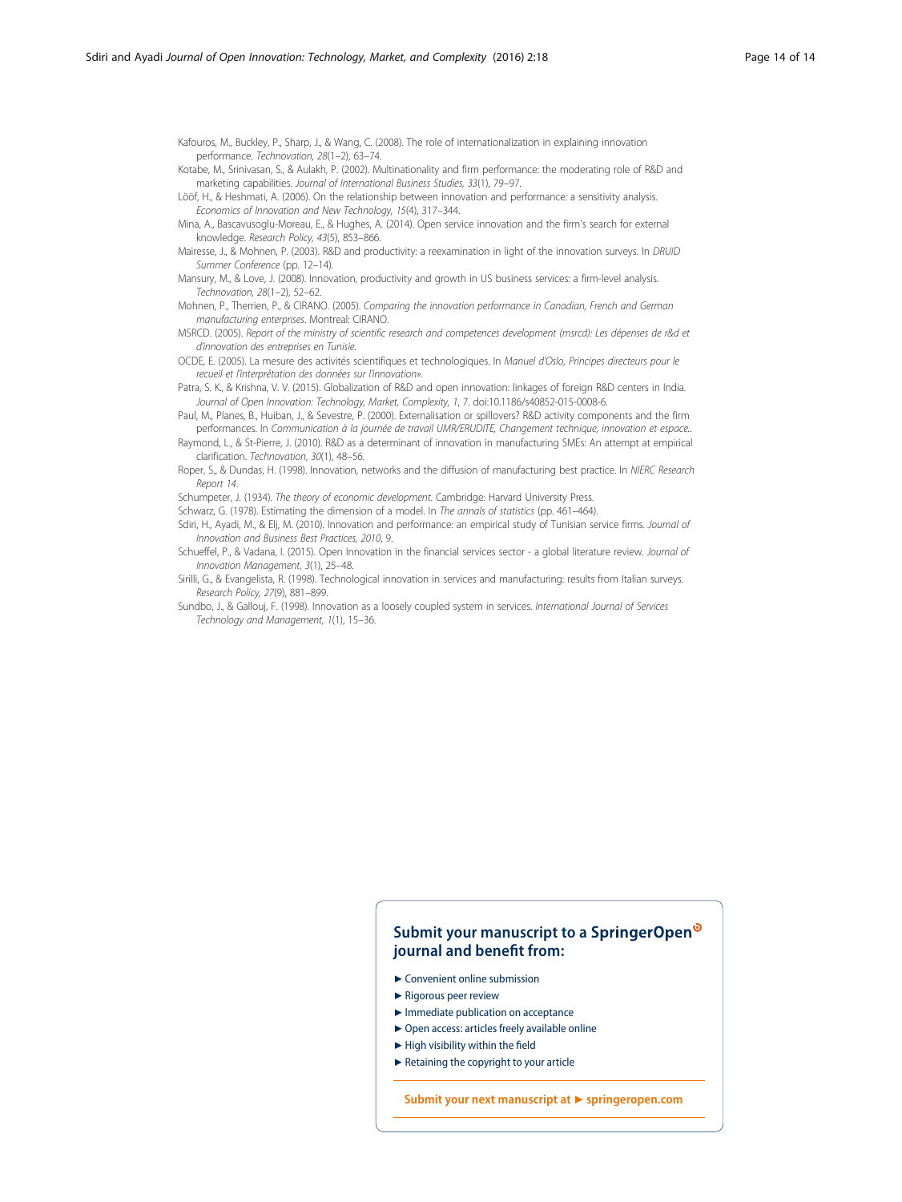Kafouros, M., Buckley, P., Sharp, J., & Wang, C. (2008). The role of internationalization in explaining innovation performance. *Technovation, 28*(1–2), 63–74.

Kotabe, M., Srinivasan, S., & Aulakh, P. (2002). Multinationality and firm performance: the moderating role of R&D and marketing capabilities. *Journal of International Business Studies, 33*(1), 79–97.

Lööf, H., & Heshmati, A. (2006). On the relationship between innovation and performance: a sensitivity analysis. *Economics of Innovation and New Technology, 15*(4), 317–344.

Mina, A., Bascavusoglu-Moreau, E., & Hughes, A. (2014). Open service innovation and the firm's search for external knowledge. *Research Policy, 43*(5), 853–866.

Mairesse, J., & Mohnen, P. (2003). R&D and productivity: a reexamination in light of the innovation surveys. In *DRUID Summer Conference* (pp. 12–14).

Mansury, M., & Love, J. (2008). Innovation, productivity and growth in US business services: a firm-level analysis. *Technovation, 28*(1–2), 52–62.

Mohnen, P., Therrien, P., & CIRANO. (2005). *Comparing the innovation performance in Canadian, French and German manufacturing enterprises*. Montreal: CIRANO.

MSRCD. (2005). *Report of the ministry of scientific research and competences development (msrcd): Les dépenses de r&d et d'innovation des entreprises en Tunisie*.

OCDE, E. (2005). La mesure des activités scientifiques et technologiques. In *Manuel d'Oslo, Principes directeurs pour le recueil et l'interprétation des données sur l'innovation»*.

Patra, S. K., & Krishna, V. V. (2015). Globalization of R&D and open innovation: linkages of foreign R&D centers in India. *Journal of Open Innovation: Technology, Market, Complexity, 1*, 7. doi:10.1186/s40852-015-0008-6.

Paul, M., Planes, B., Huiban, J., & Sevestre, P. (2000). Externalisation or spillovers? R&D activity components and the firm performances. In *Communication à la journée de travail UMR/ERUDITE, Changement technique, innovation et espace.*.

Raymond, L., & St-Pierre, J. (2010). R&D as a determinant of innovation in manufacturing SMEs: An attempt at empirical clarification. *Technovation, 30*(1), 48–56.

Roper, S., & Dundas, H. (1998). Innovation, networks and the diffusion of manufacturing best practice. In *NIERC Research Report 14*.

Schumpeter, J. (1934). *The theory of economic development*. Cambridge: Harvard University Press.

Schwarz, G. (1978). Estimating the dimension of a model. In *The annals of statistics* (pp. 461–464).

Sdiri, H., Ayadi, M., & Elj, M. (2010). Innovation and performance: an empirical study of Tunisian service firms. *Journal of Innovation and Business Best Practices, 2010*, 9.

Schueffel, P., & Vadana, I. (2015). Open Innovation in the financial services sector - a global literature review. *Journal of Innovation Management, 3*(1), 25–48.

Sirilli, G., & Evangelista, R. (1998). Technological innovation in services and manufacturing: results from Italian surveys. *Research Policy, 27*(9), 881–899.

Sundbo, J., & Gallouj, F. (1998). Innovation as a loosely coupled system in services. *International Journal of Services Technology and Management, 1*(1), 15–36.

**Submit your manuscript to a SpringerOpen journal and benefit from:**

- ► Convenient online submission
- ► Rigorous peer review
- ► Immediate publication on acceptance
- ► Open access: articles freely available online
- ► High visibility within the field
- ► Retaining the copyright to your article

**Submit your next manuscript at ► springeropen.com**